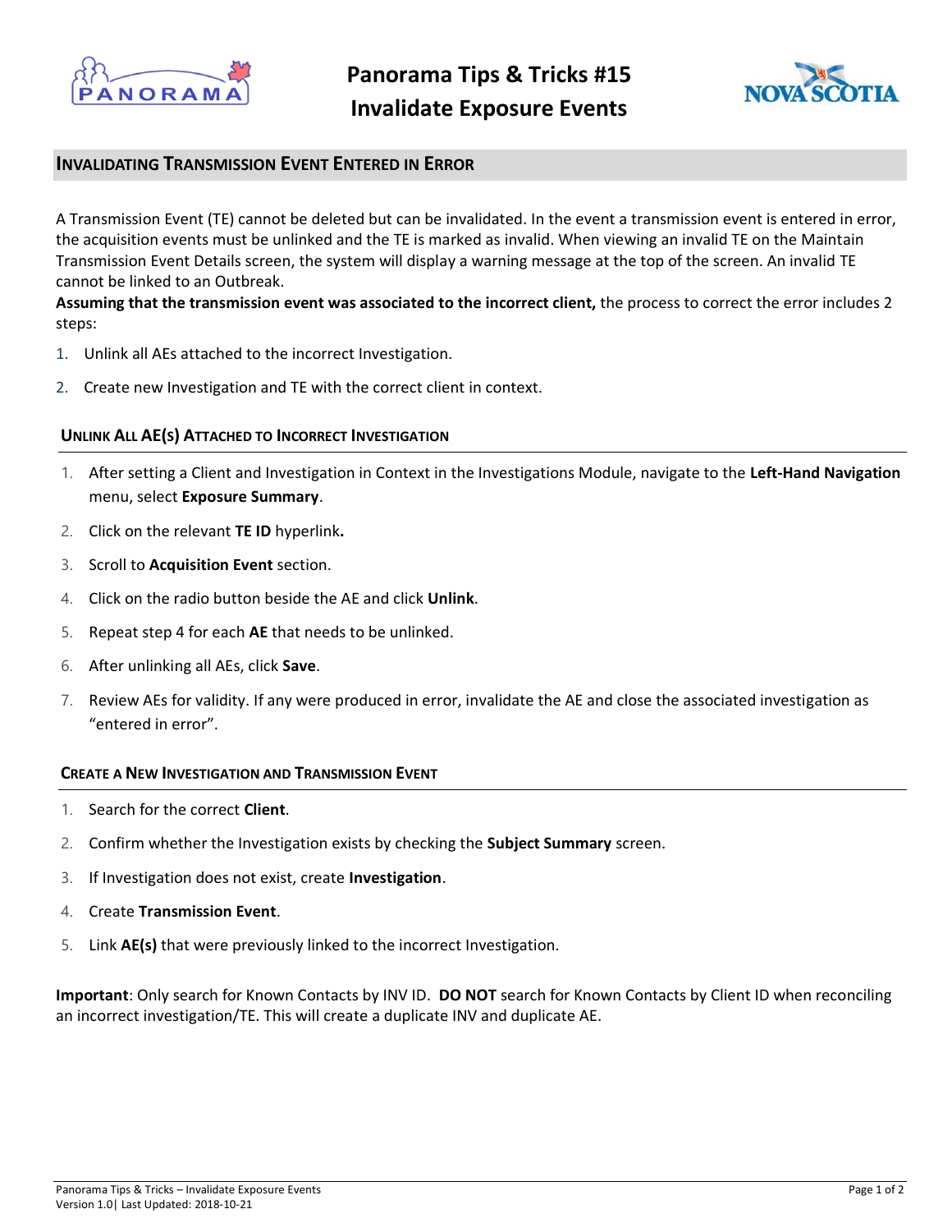# Panorama Tips & Tricks #15
# Invalidate Exposure Events

## Invalidating Transmission Event Entered in Error

A Transmission Event (TE) cannot be deleted but can be invalidated. In the event a transmission event is entered in error, the acquisition events must be unlinked and the TE is marked as invalid. When viewing an invalid TE on the Maintain Transmission Event Details screen, the system will display a warning message at the top of the screen. An invalid TE cannot be linked to an Outbreak.

**Assuming that the transmission event was associated to the incorrect client,** the process to correct the error includes 2 steps:

1. Unlink all AEs attached to the incorrect Investigation.
2. Create new Investigation and TE with the correct client in context.

### Unlink All AE(s) Attached to Incorrect Investigation

1. After setting a Client and Investigation in Context in the Investigations Module, navigate to the **Left-Hand Navigation** menu, select **Exposure Summary**.
2. Click on the relevant **TE ID** hyperlink**.**
3. Scroll to **Acquisition Event** section.
4. Click on the radio button beside the AE and click **Unlink**.
5. Repeat step 4 for each **AE** that needs to be unlinked.
6. After unlinking all AEs, click **Save**.
7. Review AEs for validity. If any were produced in error, invalidate the AE and close the associated investigation as "entered in error".

### Create a New Investigation and Transmission Event

1. Search for the correct **Client**.
2. Confirm whether the Investigation exists by checking the **Subject Summary** screen.
3. If Investigation does not exist, create **Investigation**.
4. Create **Transmission Event**.
5. Link **AE(s)** that were previously linked to the incorrect Investigation.

**Important**: Only search for Known Contacts by INV ID. **DO NOT** search for Known Contacts by Client ID when reconciling an incorrect investigation/TE. This will create a duplicate INV and duplicate AE.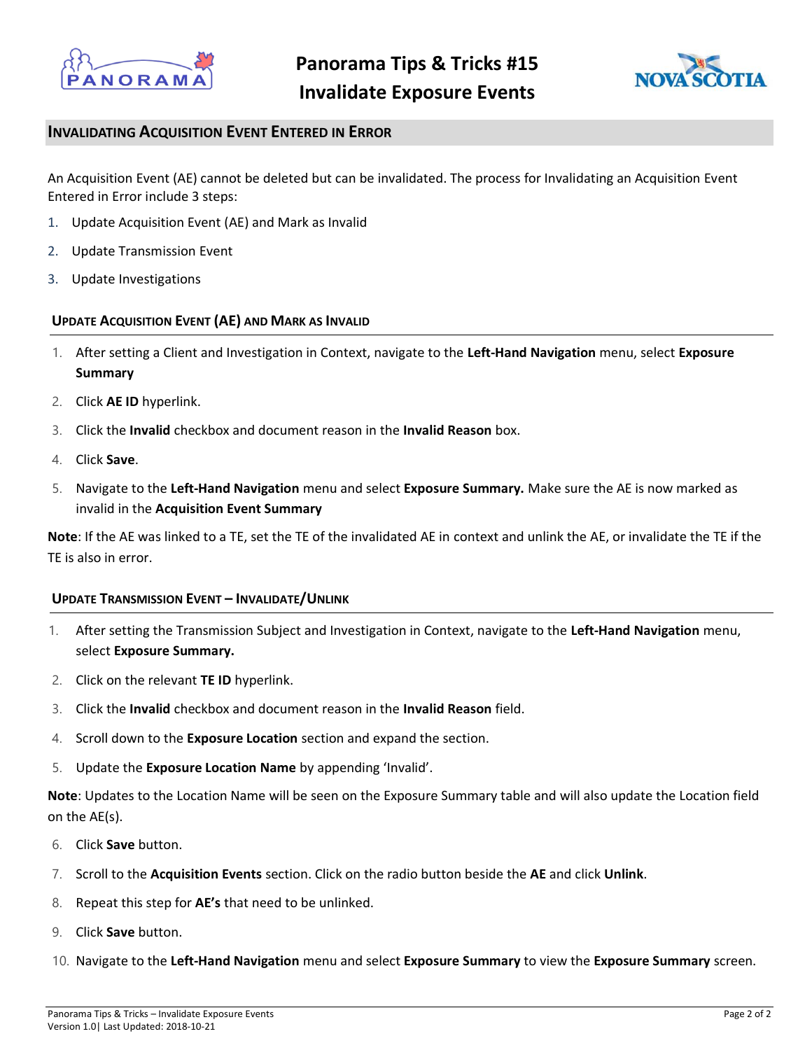# Panorama Tips & Tricks #15
# Invalidate Exposure Events

## Invalidating Acquisition Event Entered in Error

An Acquisition Event (AE) cannot be deleted but can be invalidated. The process for Invalidating an Acquisition Event Entered in Error include 3 steps:

1. Update Acquisition Event (AE) and Mark as Invalid
2. Update Transmission Event
3. Update Investigations

### Update Acquisition Event (AE) and Mark as Invalid

1. After setting a Client and Investigation in Context, navigate to the **Left-Hand Navigation** menu, select **Exposure Summary**
2. Click **AE ID** hyperlink.
3. Click the **Invalid** checkbox and document reason in the **Invalid Reason** box.
4. Click **Save**.
5. Navigate to the **Left-Hand Navigation** menu and select **Exposure Summary.** Make sure the AE is now marked as invalid in the **Acquisition Event Summary**

**Note**: If the AE was linked to a TE, set the TE of the invalidated AE in context and unlink the AE, or invalidate the TE if the TE is also in error.

### Update Transmission Event – Invalidate/Unlink

1. After setting the Transmission Subject and Investigation in Context, navigate to the **Left-Hand Navigation** menu, select **Exposure Summary.**
2. Click on the relevant **TE ID** hyperlink.
3. Click the **Invalid** checkbox and document reason in the **Invalid Reason** field.
4. Scroll down to the **Exposure Location** section and expand the section.
5. Update the **Exposure Location Name** by appending 'Invalid'.

**Note**: Updates to the Location Name will be seen on the Exposure Summary table and will also update the Location field on the AE(s).

6. Click **Save** button.
7. Scroll to the **Acquisition Events** section. Click on the radio button beside the **AE** and click **Unlink**.
8. Repeat this step for **AE's** that need to be unlinked.
9. Click **Save** button.
10. Navigate to the **Left-Hand Navigation** menu and select **Exposure Summary** to view the **Exposure Summary** screen.